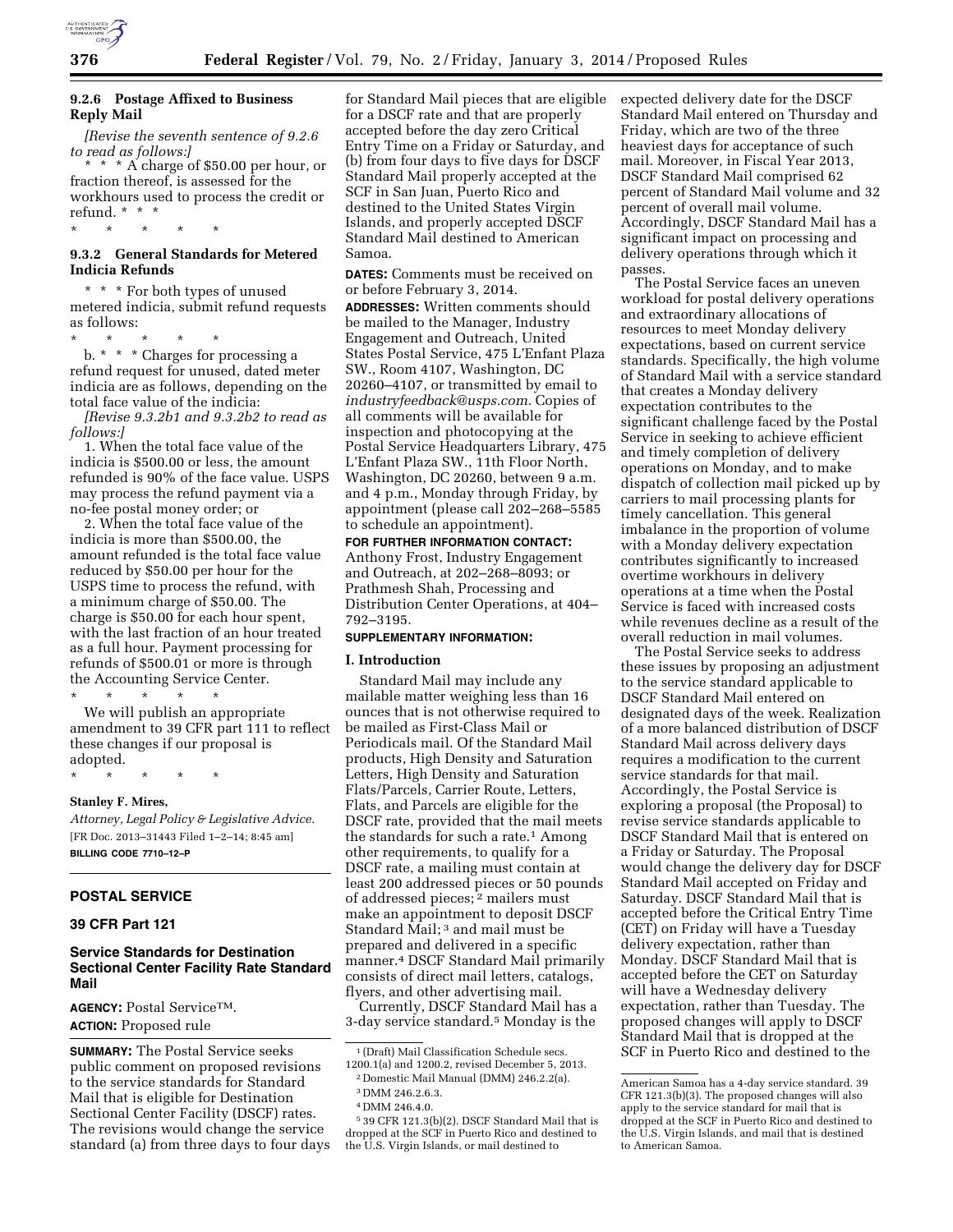#### 9.2.6 Postage Affixed to Business Reply Mail

*[Revise the seventh sentence of 9.2.6 to read as follows:]*

* * * A charge of $50.00 per hour, or fraction thereof, is assessed for the workhours used to process the credit or refund. * * *

\* \* \* \* \*

#### 9.3.2 General Standards for Metered Indicia Refunds

* * * For both types of unused metered indicia, submit refund requests as follows:

\* \* \* \* \*

b. * * * Charges for processing a refund request for unused, dated meter indicia are as follows, depending on the total face value of the indicia:

*[Revise 9.3.2b1 and 9.3.2b2 to read as follows:]*

1. When the total face value of the indicia is $500.00 or less, the amount refunded is 90% of the face value. USPS may process the refund payment via a no-fee postal money order; or

2. When the total face value of the indicia is more than $500.00, the amount refunded is the total face value reduced by $50.00 per hour for the USPS time to process the refund, with a minimum charge of $50.00. The charge is $50.00 for each hour spent, with the last fraction of an hour treated as a full hour. Payment processing for refunds of $500.01 or more is through the Accounting Service Center.

\* \* \* \* \*

We will publish an appropriate amendment to 39 CFR part 111 to reflect these changes if our proposal is adopted.

\* \* \* \* \*

**Stanley F. Mires,**

*Attorney, Legal Policy & Legislative Advice.*

[FR Doc. 2013–31443 Filed 1–2–14; 8:45 am]

**BILLING CODE 7710–12–P**

## POSTAL SERVICE

## 39 CFR Part 121

## Service Standards for Destination Sectional Center Facility Rate Standard Mail

**AGENCY:** Postal Service™.

**ACTION:** Proposed rule

**SUMMARY:** The Postal Service seeks public comment on proposed revisions to the service standards for Standard Mail that is eligible for Destination Sectional Center Facility (DSCF) rates. The revisions would change the service standard (a) from three days to four days for Standard Mail pieces that are eligible for a DSCF rate and that are properly accepted before the day zero Critical Entry Time on a Friday or Saturday, and (b) from four days to five days for DSCF Standard Mail properly accepted at the SCF in San Juan, Puerto Rico and destined to the United States Virgin Islands, and properly accepted DSCF Standard Mail destined to American Samoa.

**DATES:** Comments must be received on or before February 3, 2014.

**ADDRESSES:** Written comments should be mailed to the Manager, Industry Engagement and Outreach, United States Postal Service, 475 L'Enfant Plaza SW., Room 4107, Washington, DC 20260–4107, or transmitted by email to *industryfeedback@usps.com.* Copies of all comments will be available for inspection and photocopying at the Postal Service Headquarters Library, 475 L'Enfant Plaza SW., 11th Floor North, Washington, DC 20260, between 9 a.m. and 4 p.m., Monday through Friday, by appointment (please call 202–268–5585 to schedule an appointment).

**FOR FURTHER INFORMATION CONTACT:** Anthony Frost, Industry Engagement and Outreach, at 202–268–8093; or Prathmesh Shah, Processing and Distribution Center Operations, at 404–792–3195.

**SUPPLEMENTARY INFORMATION:**

### I. Introduction

Standard Mail may include any mailable matter weighing less than 16 ounces that is not otherwise required to be mailed as First-Class Mail or Periodicals mail. Of the Standard Mail products, High Density and Saturation Letters, High Density and Saturation Flats/Parcels, Carrier Route, Letters, Flats, and Parcels are eligible for the DSCF rate, provided that the mail meets the standards for such a rate.[1] Among other requirements, to qualify for a DSCF rate, a mailing must contain at least 200 addressed pieces or 50 pounds of addressed pieces;[2] mailers must make an appointment to deposit DSCF Standard Mail;[3] and mail must be prepared and delivered in a specific manner.[4] DSCF Standard Mail primarily consists of direct mail letters, catalogs, flyers, and other advertising mail.

Currently, DSCF Standard Mail has a 3-day service standard.[5] Monday is the expected delivery date for the DSCF Standard Mail entered on Thursday and Friday, which are two of the three heaviest days for acceptance of such mail. Moreover, in Fiscal Year 2013, DSCF Standard Mail comprised 62 percent of Standard Mail volume and 32 percent of overall mail volume. Accordingly, DSCF Standard Mail has a significant impact on processing and delivery operations through which it passes.

The Postal Service faces an uneven workload for postal delivery operations and extraordinary allocations of resources to meet Monday delivery expectations, based on current service standards. Specifically, the high volume of Standard Mail with a service standard that creates a Monday delivery expectation contributes to the significant challenge faced by the Postal Service in seeking to achieve efficient and timely completion of delivery operations on Monday, and to make dispatch of collection mail picked up by carriers to mail processing plants for timely cancellation. This general imbalance in the proportion of volume with a Monday delivery expectation contributes significantly to increased overtime workhours in delivery operations at a time when the Postal Service is faced with increased costs while revenues decline as a result of the overall reduction in mail volumes.

The Postal Service seeks to address these issues by proposing an adjustment to the service standard applicable to DSCF Standard Mail entered on designated days of the week. Realization of a more balanced distribution of DSCF Standard Mail across delivery days requires a modification to the current service standards for that mail. Accordingly, the Postal Service is exploring a proposal (the Proposal) to revise service standards applicable to DSCF Standard Mail that is entered on a Friday or Saturday. The Proposal would change the delivery day for DSCF Standard Mail accepted on Friday and Saturday. DSCF Standard Mail that is accepted before the Critical Entry Time (CET) on Friday will have a Tuesday delivery expectation, rather than Monday. DSCF Standard Mail that is accepted before the CET on Saturday will have a Wednesday delivery expectation, rather than Tuesday. The proposed changes will apply to DSCF Standard Mail that is dropped at the SCF in Puerto Rico and destined to the

---

[1] (Draft) Mail Classification Schedule secs. 1200.1(a) and 1200.2, revised December 5, 2013.

[2] Domestic Mail Manual (DMM) 246.2.2(a).

[3] DMM 246.2.6.3.

[4] DMM 246.4.0.

[5] 39 CFR 121.3(b)(2). DSCF Standard Mail that is dropped at the SCF in Puerto Rico and destined to the U.S. Virgin Islands, or mail destined to American Samoa has a 4-day service standard. 39 CFR 121.3(b)(3). The proposed changes will also apply to the service standard for mail that is dropped at the SCF in Puerto Rico and destined to the U.S. Virgin Islands, and mail that is destined to American Samoa.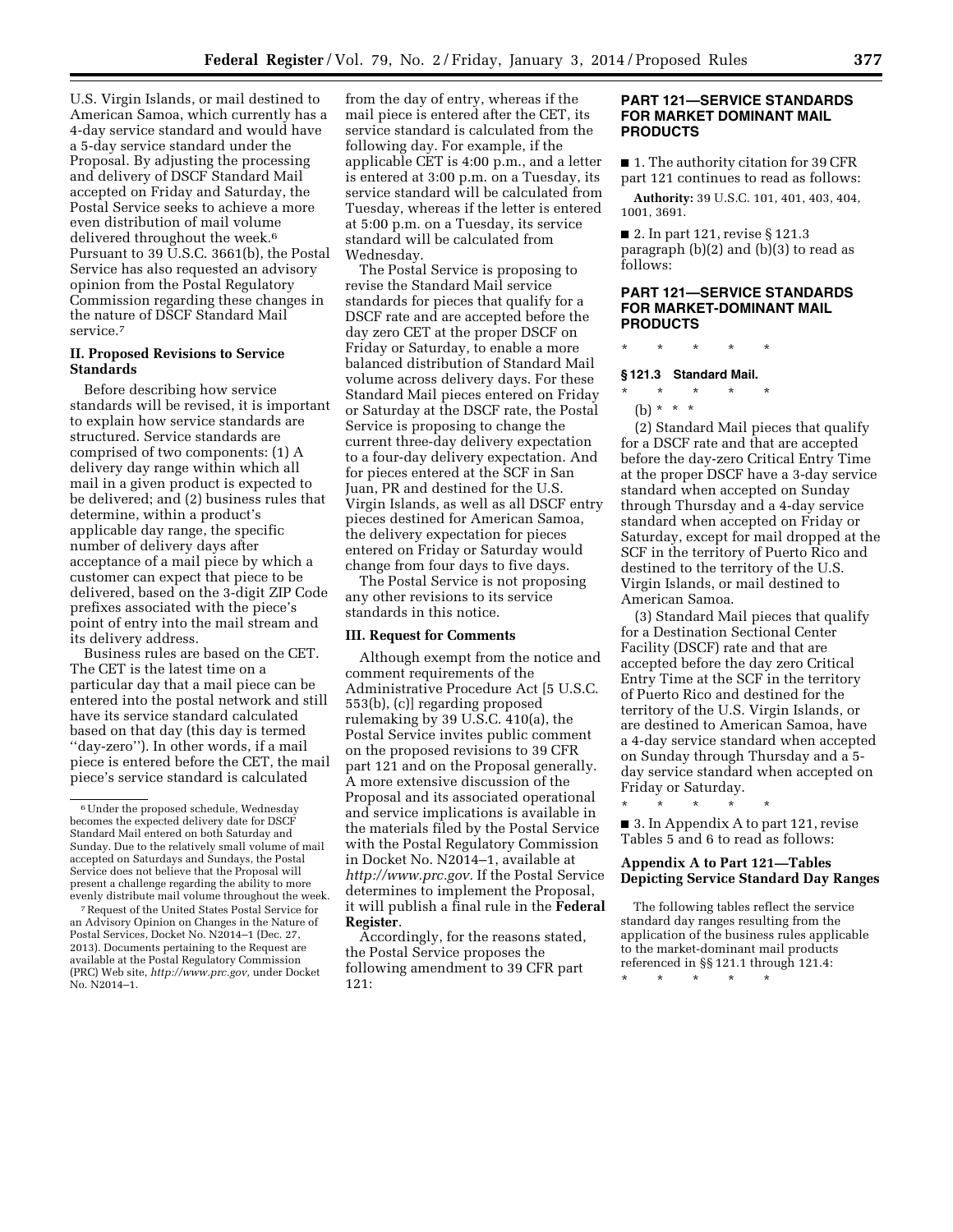U.S. Virgin Islands, or mail destined to American Samoa, which currently has a 4-day service standard and would have a 5-day service standard under the Proposal. By adjusting the processing and delivery of DSCF Standard Mail accepted on Friday and Saturday, the Postal Service seeks to achieve a more even distribution of mail volume delivered throughout the week.[6] Pursuant to 39 U.S.C. 3661(b), the Postal Service has also requested an advisory opinion from the Postal Regulatory Commission regarding these changes in the nature of DSCF Standard Mail service.[7]

## II. Proposed Revisions to Service Standards

Before describing how service standards will be revised, it is important to explain how service standards are structured. Service standards are comprised of two components: (1) A delivery day range within which all mail in a given product is expected to be delivered; and (2) business rules that determine, within a product's applicable day range, the specific number of delivery days after acceptance of a mail piece by which a customer can expect that piece to be delivered, based on the 3-digit ZIP Code prefixes associated with the piece's point of entry into the mail stream and its delivery address.

Business rules are based on the CET. The CET is the latest time on a particular day that a mail piece can be entered into the postal network and still have its service standard calculated based on that day (this day is termed "day-zero"). In other words, if a mail piece is entered before the CET, the mail piece's service standard is calculated from the day of entry, whereas if the mail piece is entered after the CET, its service standard is calculated from the following day. For example, if the applicable CET is 4:00 p.m., and a letter is entered at 3:00 p.m. on a Tuesday, its service standard will be calculated from Tuesday, whereas if the letter is entered at 5:00 p.m. on a Tuesday, its service standard will be calculated from Wednesday.

The Postal Service is proposing to revise the Standard Mail service standards for pieces that qualify for a DSCF rate and are accepted before the day zero CET at the proper DSCF on Friday or Saturday, to enable a more balanced distribution of Standard Mail volume across delivery days. For these Standard Mail pieces entered on Friday or Saturday at the DSCF rate, the Postal Service is proposing to change the current three-day delivery expectation to a four-day delivery expectation. And for pieces entered at the SCF in San Juan, PR and destined for the U.S. Virgin Islands, as well as all DSCF entry pieces destined for American Samoa, the delivery expectation for pieces entered on Friday or Saturday would change from four days to five days.

The Postal Service is not proposing any other revisions to its service standards in this notice.

## III. Request for Comments

Although exempt from the notice and comment requirements of the Administrative Procedure Act [5 U.S.C. 553(b), (c)] regarding proposed rulemaking by 39 U.S.C. 410(a), the Postal Service invites public comment on the proposed revisions to 39 CFR part 121 and on the Proposal generally. A more extensive discussion of the Proposal and its associated operational and service implications is available in the materials filed by the Postal Service with the Postal Regulatory Commission in Docket No. N2014–1, available at *http://www.prc.gov.* If the Postal Service determines to implement the Proposal, it will publish a final rule in the **Federal Register**.

Accordingly, for the reasons stated, the Postal Service proposes the following amendment to 39 CFR part 121:

## PART 121—SERVICE STANDARDS FOR MARKET DOMINANT MAIL PRODUCTS

■ 1. The authority citation for 39 CFR part 121 continues to read as follows:

**Authority:** 39 U.S.C. 101, 401, 403, 404, 1001, 3691.

■ 2. In part 121, revise § 121.3 paragraph (b)(2) and (b)(3) to read as follows:

## PART 121—SERVICE STANDARDS FOR MARKET-DOMINANT MAIL PRODUCTS

\* \* \* \* \*

### § 121.3 Standard Mail.

\* \* \* \* \*

(b) \* \* \*

(2) Standard Mail pieces that qualify for a DSCF rate and that are accepted before the day-zero Critical Entry Time at the proper DSCF have a 3-day service standard when accepted on Sunday through Thursday and a 4-day service standard when accepted on Friday or Saturday, except for mail dropped at the SCF in the territory of Puerto Rico and destined to the territory of the U.S. Virgin Islands, or mail destined to American Samoa.

(3) Standard Mail pieces that qualify for a Destination Sectional Center Facility (DSCF) rate and that are accepted before the day zero Critical Entry Time at the SCF in the territory of Puerto Rico and destined for the territory of the U.S. Virgin Islands, or are destined to American Samoa, have a 4-day service standard when accepted on Sunday through Thursday and a 5-day service standard when accepted on Friday or Saturday.

\* \* \* \* \*

■ 3. In Appendix A to part 121, revise Tables 5 and 6 to read as follows:

### Appendix A to Part 121—Tables Depicting Service Standard Day Ranges

The following tables reflect the service standard day ranges resulting from the application of the business rules applicable to the market-dominant mail products referenced in §§ 121.1 through 121.4:

\* \* \* \* \*

---

[6] Under the proposed schedule, Wednesday becomes the expected delivery date for DSCF Standard Mail entered on both Saturday and Sunday. Due to the relatively small volume of mail accepted on Saturdays and Sundays, the Postal Service does not believe that the Proposal will present a challenge regarding the ability to more evenly distribute mail volume throughout the week.

[7] Request of the United States Postal Service for an Advisory Opinion on Changes in the Nature of Postal Services, Docket No. N2014–1 (Dec. 27, 2013). Documents pertaining to the Request are available at the Postal Regulatory Commission (PRC) Web site, *http://www.prc.gov,* under Docket No. N2014–1.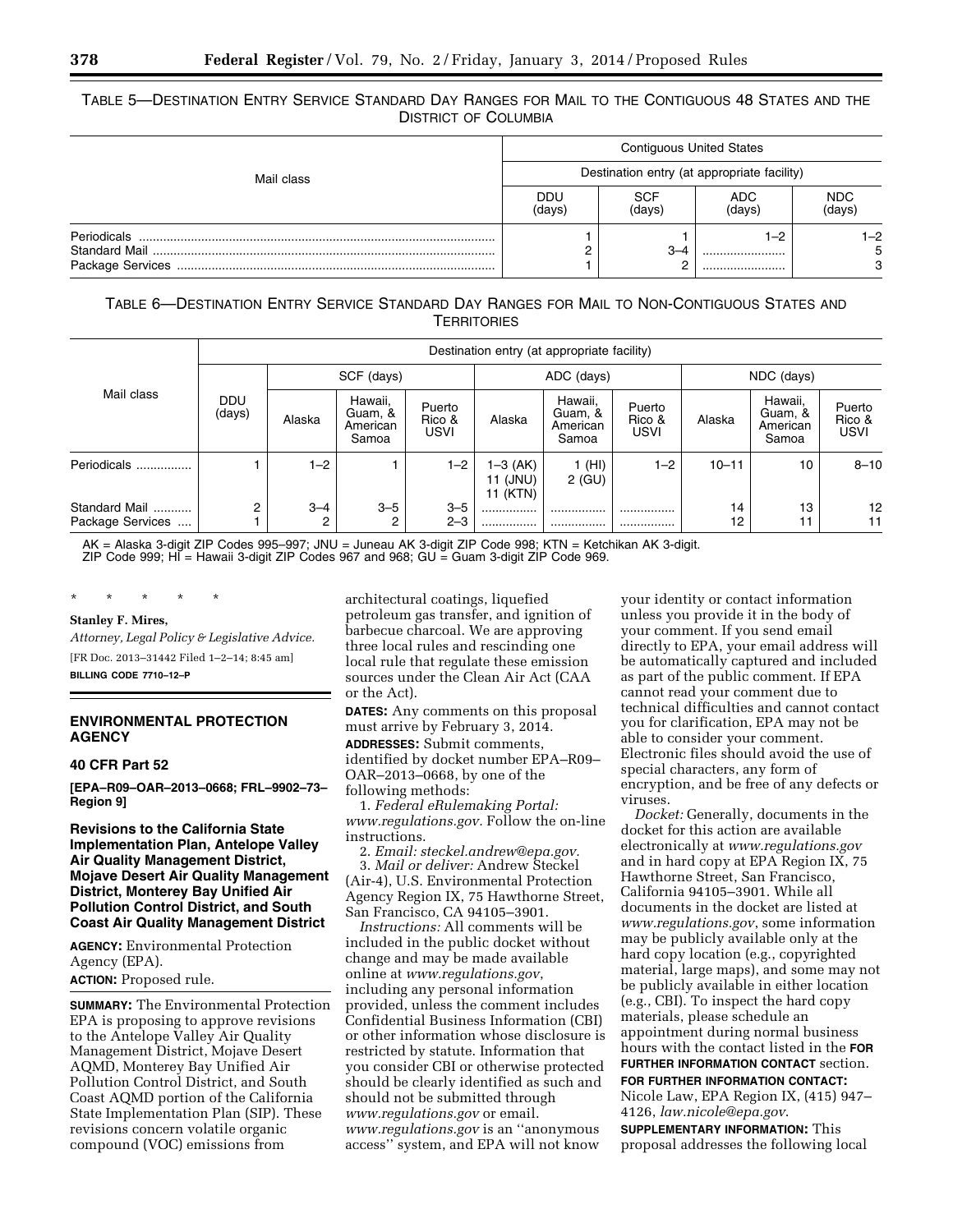TABLE 5—DESTINATION ENTRY SERVICE STANDARD DAY RANGES FOR MAIL TO THE CONTIGUOUS 48 STATES AND THE DISTRICT OF COLUMBIA

| Mail class | Contiguous United States | | | |
|---|---|---|---|---|
| | Destination entry (at appropriate facility) | | | |
| | DDU (days) | SCF (days) | ADC (days) | NDC (days) |
| Periodicals | 1 | 1 | 1–2 | 1–2 |
| Standard Mail | 2 | 3–4 | | 5 |
| Package Services | 1 | 2 | | 3 |

TABLE 6—DESTINATION ENTRY SERVICE STANDARD DAY RANGES FOR MAIL TO NON-CONTIGUOUS STATES AND TERRITORIES

| Mail class | Destination entry (at appropriate facility) | | | | | | | | | |
|---|---|---|---|---|---|---|---|---|---|---|
| | DDU (days) | SCF (days) | | | ADC (days) | | | NDC (days) | | |
| | | Alaska | Hawaii, Guam, & American Samoa | Puerto Rico & USVI | Alaska | Hawaii, Guam, & American Samoa | Puerto Rico & USVI | Alaska | Hawaii, Guam, & American Samoa | Puerto Rico & USVI |
| Periodicals | 1 | 1–2 | 1 | 1–2 | 1–3 (AK) 11 (JNU) 11 (KTN) | 1 (HI) 2 (GU) | 1–2 | 10–11 | 10 | 8–10 |
| Standard Mail | 2 | 3–4 | 3–5 | 3–5 | | | | 14 | 13 | 12 |
| Package Services | 1 | 2 | 2 | 2–3 | | | | 12 | 11 | 11 |

AK = Alaska 3-digit ZIP Codes 995–997; JNU = Juneau AK 3-digit ZIP Code 998; KTN = Ketchikan AK 3-digit. ZIP Code 999; HI = Hawaii 3-digit ZIP Codes 967 and 968; GU = Guam 3-digit ZIP Code 969.

\* \* \* \* \*

**Stanley F. Mires,**

*Attorney, Legal Policy & Legislative Advice.*

[FR Doc. 2013–31442 Filed 1–2–14; 8:45 am]

**BILLING CODE 7710–12–P**

## ENVIRONMENTAL PROTECTION AGENCY

### 40 CFR Part 52

**[EPA–R09–OAR–2013–0668; FRL–9902–73–Region 9]**

### Revisions to the California State Implementation Plan, Antelope Valley Air Quality Management District, Mojave Desert Air Quality Management District, Monterey Bay Unified Air Pollution Control District, and South Coast Air Quality Management District

**AGENCY:** Environmental Protection Agency (EPA).

**ACTION:** Proposed rule.

**SUMMARY:** The Environmental Protection EPA is proposing to approve revisions to the Antelope Valley Air Quality Management District, Mojave Desert AQMD, Monterey Bay Unified Air Pollution Control District, and South Coast AQMD portion of the California State Implementation Plan (SIP). These revisions concern volatile organic compound (VOC) emissions from architectural coatings, liquefied petroleum gas transfer, and ignition of barbecue charcoal. We are approving three local rules and rescinding one local rule that regulate these emission sources under the Clean Air Act (CAA or the Act).

**DATES:** Any comments on this proposal must arrive by February 3, 2014.

**ADDRESSES:** Submit comments, identified by docket number EPA–R09–OAR–2013–0668, by one of the following methods:

1. *Federal eRulemaking Portal: www.regulations.gov.* Follow the on-line instructions.

2. *Email: steckel.andrew@epa.gov.*

3. *Mail or deliver:* Andrew Steckel (Air-4), U.S. Environmental Protection Agency Region IX, 75 Hawthorne Street, San Francisco, CA 94105–3901.

*Instructions:* All comments will be included in the public docket without change and may be made available online at *www.regulations.gov*, including any personal information provided, unless the comment includes Confidential Business Information (CBI) or other information whose disclosure is restricted by statute. Information that you consider CBI or otherwise protected should be clearly identified as such and should not be submitted through *www.regulations.gov* or email. *www.regulations.gov* is an "anonymous access" system, and EPA will not know your identity or contact information unless you provide it in the body of your comment. If you send email directly to EPA, your email address will be automatically captured and included as part of the public comment. If EPA cannot read your comment due to technical difficulties and cannot contact you for clarification, EPA may not be able to consider your comment. Electronic files should avoid the use of special characters, any form of encryption, and be free of any defects or viruses.

*Docket:* Generally, documents in the docket for this action are available electronically at *www.regulations.gov* and in hard copy at EPA Region IX, 75 Hawthorne Street, San Francisco, California 94105–3901. While all documents in the docket are listed at *www.regulations.gov*, some information may be publicly available only at the hard copy location (e.g., copyrighted material, large maps), and some may not be publicly available in either location (e.g., CBI). To inspect the hard copy materials, please schedule an appointment during normal business hours with the contact listed in the **FOR FURTHER INFORMATION CONTACT** section.

**FOR FURTHER INFORMATION CONTACT:** Nicole Law, EPA Region IX, (415) 947–4126, *law.nicole@epa.gov.*

**SUPPLEMENTARY INFORMATION:** This proposal addresses the following local